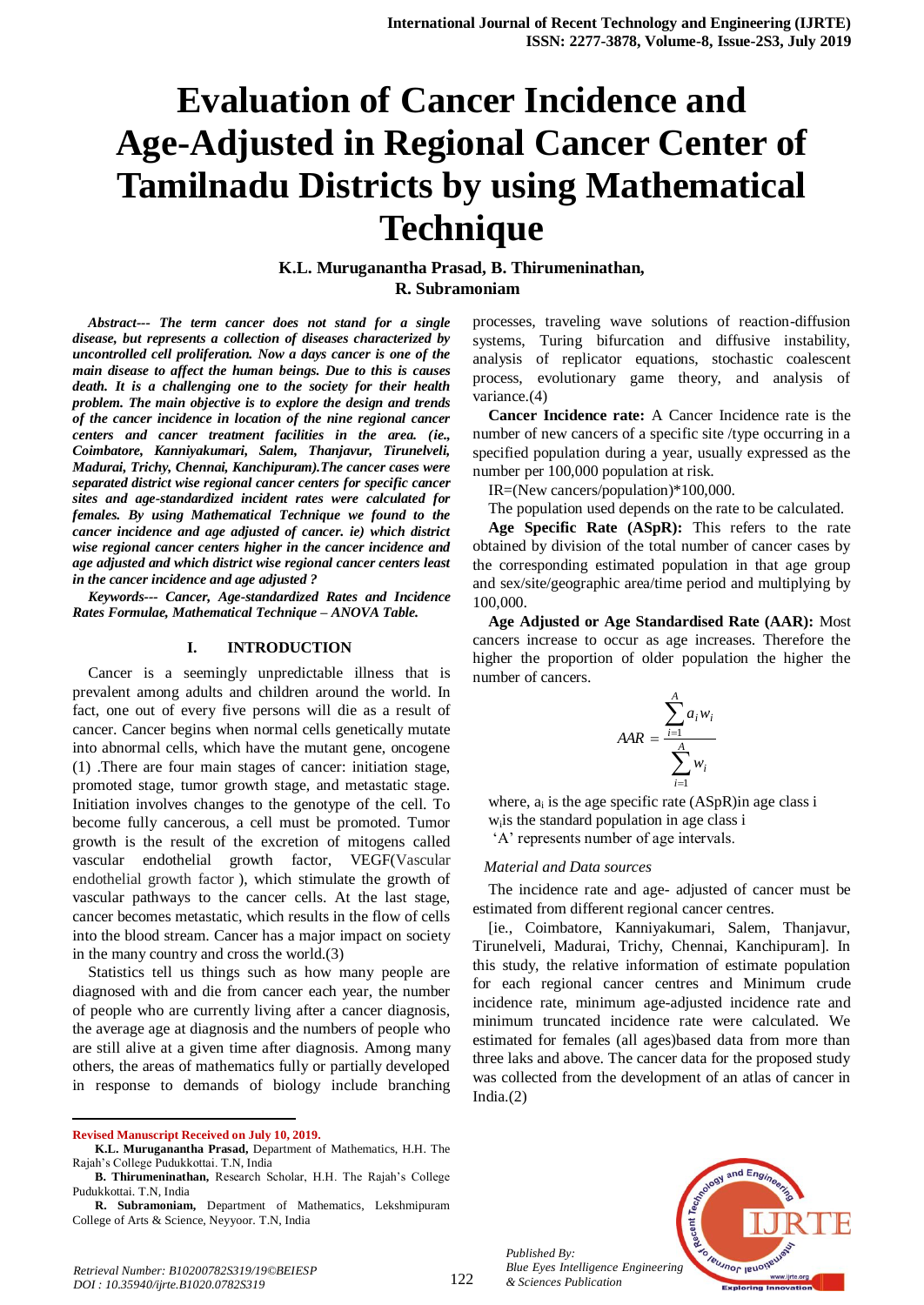# Evaluation of Cancer Incidence and Age-Adjusted in Regional Cancer Center of Tamilnadu Districts by using Mathematical Technique

**K.L. Muruganantha Prasad, B. Thirumeninathan, R. Subramoniam**

***Abstract--- The term cancer does not stand for a single disease, but represents a collection of diseases characterized by uncontrolled cell proliferation. Now a days cancer is one of the main disease to affect the human beings. Due to this is causes death. It is a challenging one to the society for their health problem. The main objective is to explore the design and trends of the cancer incidence in location of the nine regional cancer centers and cancer treatment facilities in the area. (ie., Coimbatore, Kanniyakumari, Salem, Thanjavur, Tirunelveli, Madurai, Trichy, Chennai, Kanchipuram).The cancer cases were separated district wise regional cancer centers for specific cancer sites and age-standardized incident rates were calculated for females. By using Mathematical Technique we found to the cancer incidence and age adjusted of cancer. ie) which district wise regional cancer centers higher in the cancer incidence and age adjusted and which district wise regional cancer centers least in the cancer incidence and age adjusted ?***

***Keywords--- Cancer, Age-standardized Rates and Incidence Rates Formulae, Mathematical Technique – ANOVA Table.***

## I. INTRODUCTION

Cancer is a seemingly unpredictable illness that is prevalent among adults and children around the world. In fact, one out of every five persons will die as a result of cancer. Cancer begins when normal cells genetically mutate into abnormal cells, which have the mutant gene, oncogene (1) .There are four main stages of cancer: initiation stage, promoted stage, tumor growth stage, and metastatic stage. Initiation involves changes to the genotype of the cell. To become fully cancerous, a cell must be promoted. Tumor growth is the result of the excretion of mitogens called vascular endothelial growth factor, VEGF(Vascular endothelial growth factor ), which stimulate the growth of vascular pathways to the cancer cells. At the last stage, cancer becomes metastatic, which results in the flow of cells into the blood stream. Cancer has a major impact on society in the many country and cross the world.(3)

Statistics tell us things such as how many people are diagnosed with and die from cancer each year, the number of people who are currently living after a cancer diagnosis, the average age at diagnosis and the numbers of people who are still alive at a given time after diagnosis. Among many others, the areas of mathematics fully or partially developed in response to demands of biology include branching processes, traveling wave solutions of reaction-diffusion systems, Turing bifurcation and diffusive instability, analysis of replicator equations, stochastic coalescent process, evolutionary game theory, and analysis of variance.(4)

**Cancer Incidence rate:** A Cancer Incidence rate is the number of new cancers of a specific site /type occurring in a specified population during a year, usually expressed as the number per 100,000 population at risk.

IR=(New cancers/population)*100,000.

The population used depends on the rate to be calculated.

**Age Specific Rate (ASpR):** This refers to the rate obtained by division of the total number of cancer cases by the corresponding estimated population in that age group and sex/site/geographic area/time period and multiplying by 100,000.

**Age Adjusted or Age Standardised Rate (AAR):** Most cancers increase to occur as age increases. Therefore the higher the proportion of older population the higher the number of cancers.

$$AAR = \frac{\sum_{i=1}^{A} a_i w_i}{\sum_{i=1}^{A} w_i}$$

where, $a_i$ is the age specific rate (ASpR)in age class i

$w_i$ is the standard population in age class i

'A' represents number of age intervals.

*Material and Data sources*

The incidence rate and age- adjusted of cancer must be estimated from different regional cancer centres.

[ie., Coimbatore, Kanniyakumari, Salem, Thanjavur, Tirunelveli, Madurai, Trichy, Chennai, Kanchipuram]. In this study, the relative information of estimate population for each regional cancer centres and Minimum crude incidence rate, minimum age-adjusted incidence rate and minimum truncated incidence rate were calculated. We estimated for females (all ages)based data from more than three laks and above. The cancer data for the proposed study was collected from the development of an atlas of cancer in India.(2)

---

**Revised Manuscript Received on July 10, 2019.**

**K.L. Muruganantha Prasad,** Department of Mathematics, H.H. The Rajah's College Pudukkottai. T.N, India

**B. Thirumeninathan,** Research Scholar, H.H. The Rajah's College Pudukkottai. T.N, India

**R. Subramoniam,** Department of Mathematics, Lekshmipuram College of Arts & Science, Neyyoor. T.N, India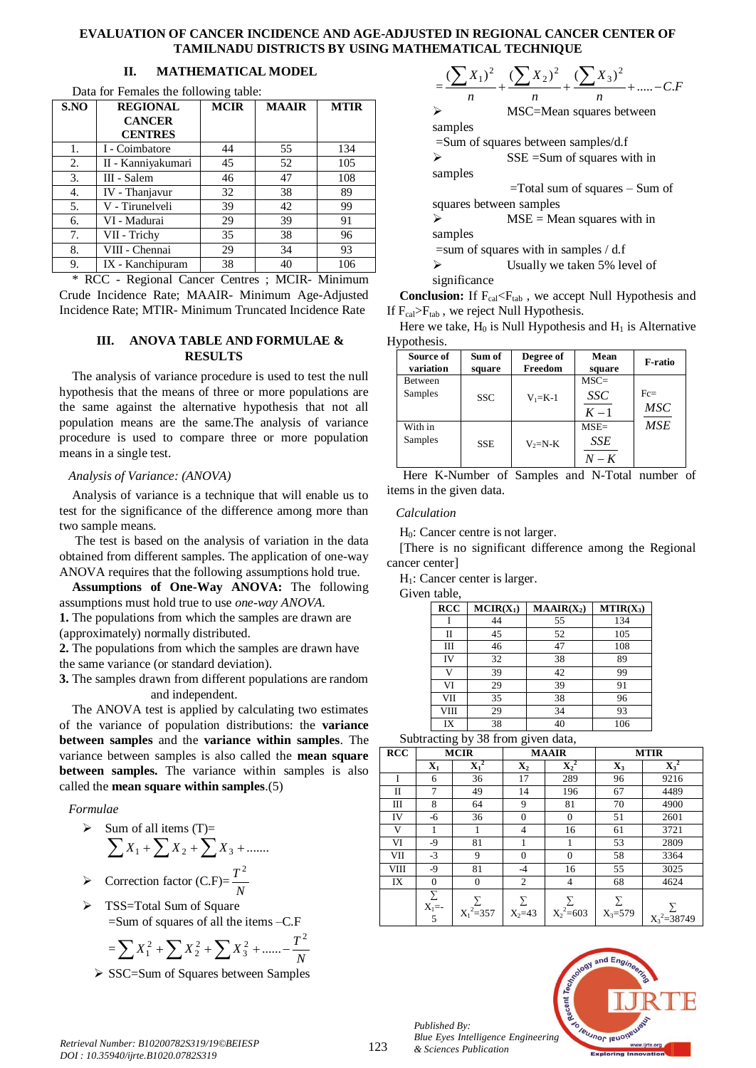## II. MATHEMATICAL MODEL

Data for Females the following table:

| S.NO | REGIONAL CANCER CENTRES | MCIR | MAAIR | MTIR |
|---|---|---|---|---|
| 1. | I - Coimbatore | 44 | 55 | 134 |
| 2. | II - Kanniyakumari | 45 | 52 | 105 |
| 3. | III - Salem | 46 | 47 | 108 |
| 4. | IV - Thanjavur | 32 | 38 | 89 |
| 5. | V - Tirunelveli | 39 | 42 | 99 |
| 6. | VI - Madurai | 29 | 39 | 91 |
| 7. | VII - Trichy | 35 | 38 | 96 |
| 8. | VIII - Chennai | 29 | 34 | 93 |
| 9. | IX - Kanchipuram | 38 | 40 | 106 |

\* RCC - Regional Cancer Centres ; MCIR- Minimum Crude Incidence Rate; MAAIR- Minimum Age-Adjusted Incidence Rate; MTIR- Minimum Truncated Incidence Rate

## III. ANOVA TABLE AND FORMULAE & RESULTS

The analysis of variance procedure is used to test the null hypothesis that the means of three or more populations are the same against the alternative hypothesis that not all population means are the same.The analysis of variance procedure is used to compare three or more population means in a single test.

*Analysis of Variance: (ANOVA)*

Analysis of variance is a technique that will enable us to test for the significance of the difference among more than two sample means.

The test is based on the analysis of variation in the data obtained from different samples. The application of one-way ANOVA requires that the following assumptions hold true.

**Assumptions of One-Way ANOVA:** The following assumptions must hold true to use *one-way ANOVA.*

**1.** The populations from which the samples are drawn are (approximately) normally distributed.

**2.** The populations from which the samples are drawn have the same variance (or standard deviation).

**3.** The samples drawn from different populations are random and independent.

The ANOVA test is applied by calculating two estimates of the variance of population distributions: the **variance between samples** and the **variance within samples**. The variance between samples is also called the **mean square between samples.** The variance within samples is also called the **mean square within samples**.(5)

*Formulae*

- Sum of all items (T)= $\sum X_1 + \sum X_2 + \sum X_3 + .......$
- Correction factor (C.F)= $\frac{T^2}{N}$
- TSS=Total Sum of Square
  =Sum of squares of all the items –C.F
  $$= \sum X_1^2 + \sum X_2^2 + \sum X_3^2 + ......- \frac{T^2}{N}$$
- SSC=Sum of Squares between Samples
  $$= \frac{(\sum X_1)^2}{n} + \frac{(\sum X_2)^2}{n} + \frac{(\sum X_3)^2}{n} + .....-C.F$$
- MSC=Mean squares between samples
  =Sum of squares between samples/d.f
- SSE =Sum of squares with in samples
  =Total sum of squares – Sum of squares between samples
- MSE = Mean squares with in samples
  =sum of squares with in samples / d.f
- Usually we taken 5% level of significance

**Conclusion:** If $F_{cal} < F_{tab}$ , we accept Null Hypothesis and If $F_{cal} > F_{tab}$ , we reject Null Hypothesis.

Here we take, $H_0$ is Null Hypothesis and $H_1$ is Alternative Hypothesis.

| Source of variation | Sum of square | Degree of Freedom | Mean square | F-ratio |
|---|---|---|---|---|
| Between Samples | SSC | $V_1$=K-1 | MSC= $\frac{SSC}{K-1}$ | Fc= $\frac{MSC}{MSE}$ |
| With in Samples | SSE | $V_2$=N-K | MSE= $\frac{SSE}{N-K}$ | |

Here K-Number of Samples and N-Total number of items in the given data.

*Calculation*

$H_0$: Cancer centre is not larger.

[There is no significant difference among the Regional cancer center]

$H_1$: Cancer center is larger.

Given table,

| RCC | MCIR($X_1$) | MAAIR($X_2$) | MTIR($X_3$) |
|---|---|---|---|
| I | 44 | 55 | 134 |
| II | 45 | 52 | 105 |
| III | 46 | 47 | 108 |
| IV | 32 | 38 | 89 |
| V | 39 | 42 | 99 |
| VI | 29 | 39 | 91 |
| VII | 35 | 38 | 96 |
| VIII | 29 | 34 | 93 |
| IX | 38 | 40 | 106 |

Subtracting by 38 from given data,

| RCC | MCIR | | MAAIR | | MTIR | |
|---|---|---|---|---|---|---|
| | $X_1$ | $X_1^2$ | $X_2$ | $X_2^2$ | $X_3$ | $X_3^2$ |
| I | 6 | 36 | 17 | 289 | 96 | 9216 |
| II | 7 | 49 | 14 | 196 | 67 | 4489 |
| III | 8 | 64 | 9 | 81 | 70 | 4900 |
| IV | -6 | 36 | 0 | 0 | 51 | 2601 |
| V | 1 | 1 | 4 | 16 | 61 | 3721 |
| VI | -9 | 81 | 1 | 1 | 53 | 2809 |
| VII | -3 | 9 | 0 | 0 | 58 | 3364 |
| VIII | -9 | 81 | -4 | 16 | 55 | 3025 |
| IX | 0 | 0 | 2 | 4 | 68 | 4624 |
| | $\sum X_1$=-5 | $\sum X_1^2$=357 | $\sum X_2$=43 | $\sum X_2^2$=603 | $\sum X_3$=579 | $\sum X_3^2$=38749 |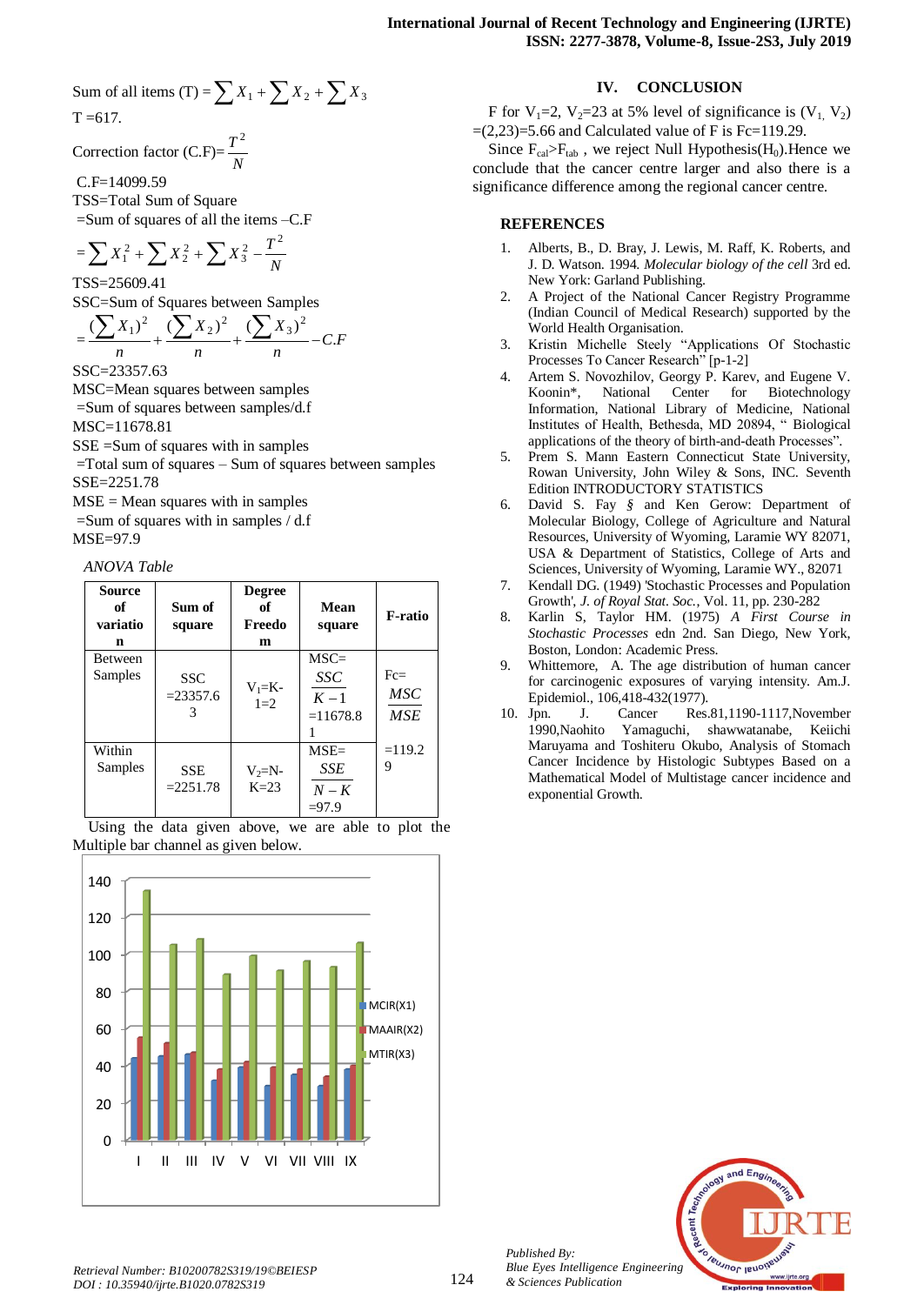Sum of all items (T) = $\sum X_1 + \sum X_2 + \sum X_3$

T =617.

Correction factor (C.F)= $\dfrac{T^2}{N}$

C.F=14099.59

TSS=Total Sum of Square

=Sum of squares of all the items –C.F

$$= \sum X_1^2 + \sum X_2^2 + \sum X_3^2 - \frac{T^2}{N}$$

TSS=25609.41

SSC=Sum of Squares between Samples

$$= \frac{(\sum X_1)^2}{n} + \frac{(\sum X_2)^2}{n} + \frac{(\sum X_3)^2}{n} - C.F$$

SSC=23357.63

MSC=Mean squares between samples

=Sum of squares between samples/d.f

MSC=11678.81

SSE =Sum of squares with in samples

=Total sum of squares – Sum of squares between samples

SSE=2251.78

MSE = Mean squares with in samples

=Sum of squares with in samples / d.f

MSE=97.9

*ANOVA Table*

| Source of variation | Sum of square | Degree of Freedom | Mean square | F-ratio |
|---|---|---|---|---|
| Between Samples | SSC =23357.63 | $V_1$=K-1=2 | MSC= $\frac{SSC}{K-1}$ =11678.81 | Fc= $\frac{MSC}{MSE}$ =119.29 |
| Within Samples | SSE =2251.78 | $V_2$=N-K=23 | MSE= $\frac{SSE}{N-K}$ =97.9 | |

Using the data given above, we are able to plot the Multiple bar channel as given below.

140
120
100
80
60
40
20
0
I II III IV V VI VII VIII IX
MCIR(X1)
MAAIR(X2)
MTIR(X3)

## IV. CONCLUSION

F for $V_1$=2, $V_2$=23 at 5% level of significance is ($V_1$, $V_2$) =(2,23)=5.66 and Calculated value of F is Fc=119.29.

Since $F_{cal}>F_{tab}$ , we reject Null Hypothesis($H_0$).Hence we conclude that the cancer centre larger and also there is a significance difference among the regional cancer centre.

## REFERENCES

1. Alberts, B., D. Bray, J. Lewis, M. Raff, K. Roberts, and J. D. Watson. 1994. *Molecular biology of the cell* 3rd ed. New York: Garland Publishing.
2. A Project of the National Cancer Registry Programme (Indian Council of Medical Research) supported by the World Health Organisation.
3. Kristin Michelle Steely "Applications Of Stochastic Processes To Cancer Research" [p-1-2]
4. Artem S. Novozhilov, Georgy P. Karev, and Eugene V. Koonin*, National Center for Biotechnology Information, National Library of Medicine, National Institutes of Health, Bethesda, MD 20894, " Biological applications of the theory of birth-and-death Processes".
5. Prem S. Mann Eastern Connecticut State University, Rowan University, John Wiley & Sons, INC. Seventh Edition INTRODUCTORY STATISTICS
6. David S. Fay § and Ken Gerow: Department of Molecular Biology, College of Agriculture and Natural Resources, University of Wyoming, Laramie WY 82071, USA & Department of Statistics, College of Arts and Sciences, University of Wyoming, Laramie WY., 82071
7. Kendall DG. (1949) 'Stochastic Processes and Population Growth', *J. of Royal Stat. Soc.*, Vol. 11, pp. 230-282
8. Karlin S, Taylor HM. (1975) *A First Course in Stochastic Processes* edn 2nd. San Diego, New York, Boston, London: Academic Press.
9. Whittemore, A. The age distribution of human cancer for carcinogenic exposures of varying intensity. Am.J. Epidemiol., 106,418-432(1977).
10. Jpn. J. Cancer Res.81,1190-1117,November 1990,Naohito Yamaguchi, shawwatanabe, Keiichi Maruyama and Toshiteru Okubo, Analysis of Stomach Cancer Incidence by Histologic Subtypes Based on a Mathematical Model of Multistage cancer incidence and exponential Growth.